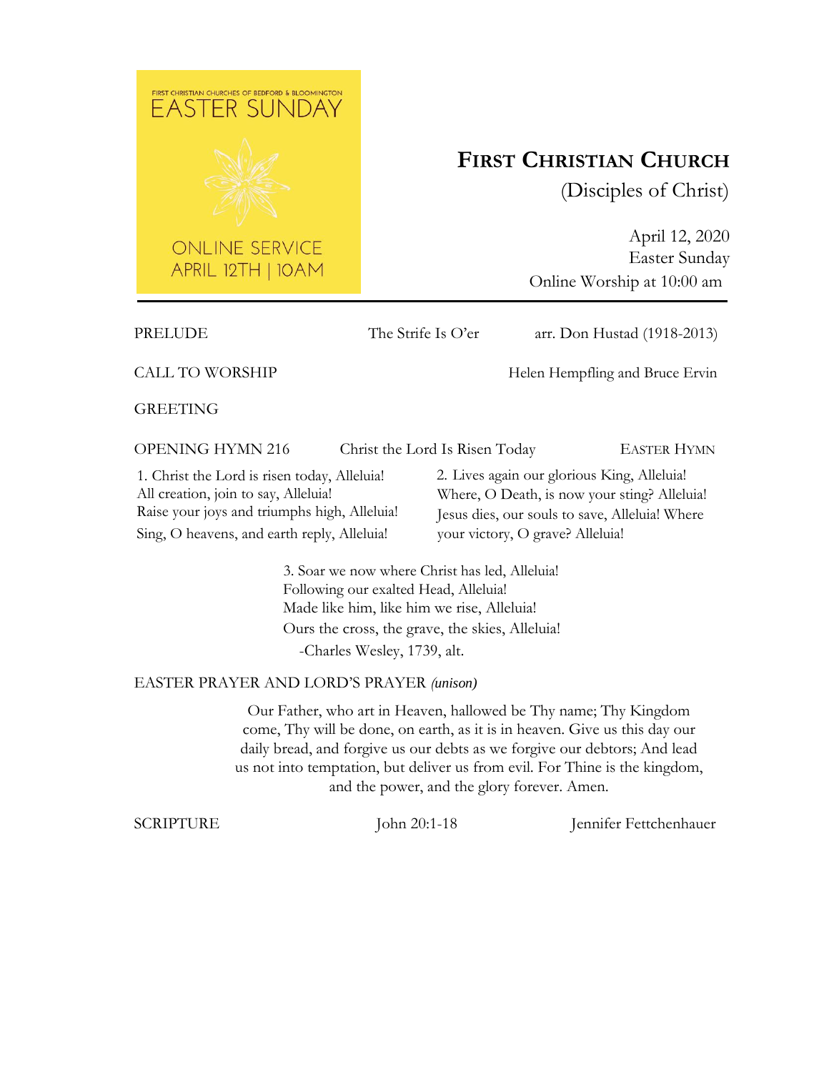FIRST CHRISTIAN CHURCHES OF BEDFORD & BLOOMINGTON
EASTER SUNDAY

ONLINE SERVICE
APRIL 12TH | 10AM

# FIRST CHRISTIAN CHURCH

(Disciples of Christ)

April 12, 2020
Easter Sunday
Online Worship at 10:00 am

---

PRELUDE — The Strife Is O'er — arr. Don Hustad (1918-2013)

CALL TO WORSHIP — Helen Hempfling and Bruce Ervin

GREETING

OPENING HYMN 216 — Christ the Lord Is Risen Today — EASTER HYMN

1. Christ the Lord is risen today, Alleluia!
All creation, join to say, Alleluia!
Raise your joys and triumphs high, Alleluia!
Sing, O heavens, and earth reply, Alleluia!

2. Lives again our glorious King, Alleluia!
Where, O Death, is now your sting? Alleluia!
Jesus dies, our souls to save, Alleluia! Where your victory, O grave? Alleluia!

3. Soar we now where Christ has led, Alleluia!
Following our exalted Head, Alleluia!
Made like him, like him we rise, Alleluia!
Ours the cross, the grave, the skies, Alleluia!

-Charles Wesley, 1739, alt.

EASTER PRAYER AND LORD'S PRAYER *(unison)*

Our Father, who art in Heaven, hallowed be Thy name; Thy Kingdom come, Thy will be done, on earth, as it is in heaven. Give us this day our daily bread, and forgive us our debts as we forgive our debtors; And lead us not into temptation, but deliver us from evil. For Thine is the kingdom, and the power, and the glory forever. Amen.

SCRIPTURE — John 20:1-18 — Jennifer Fettchenhauer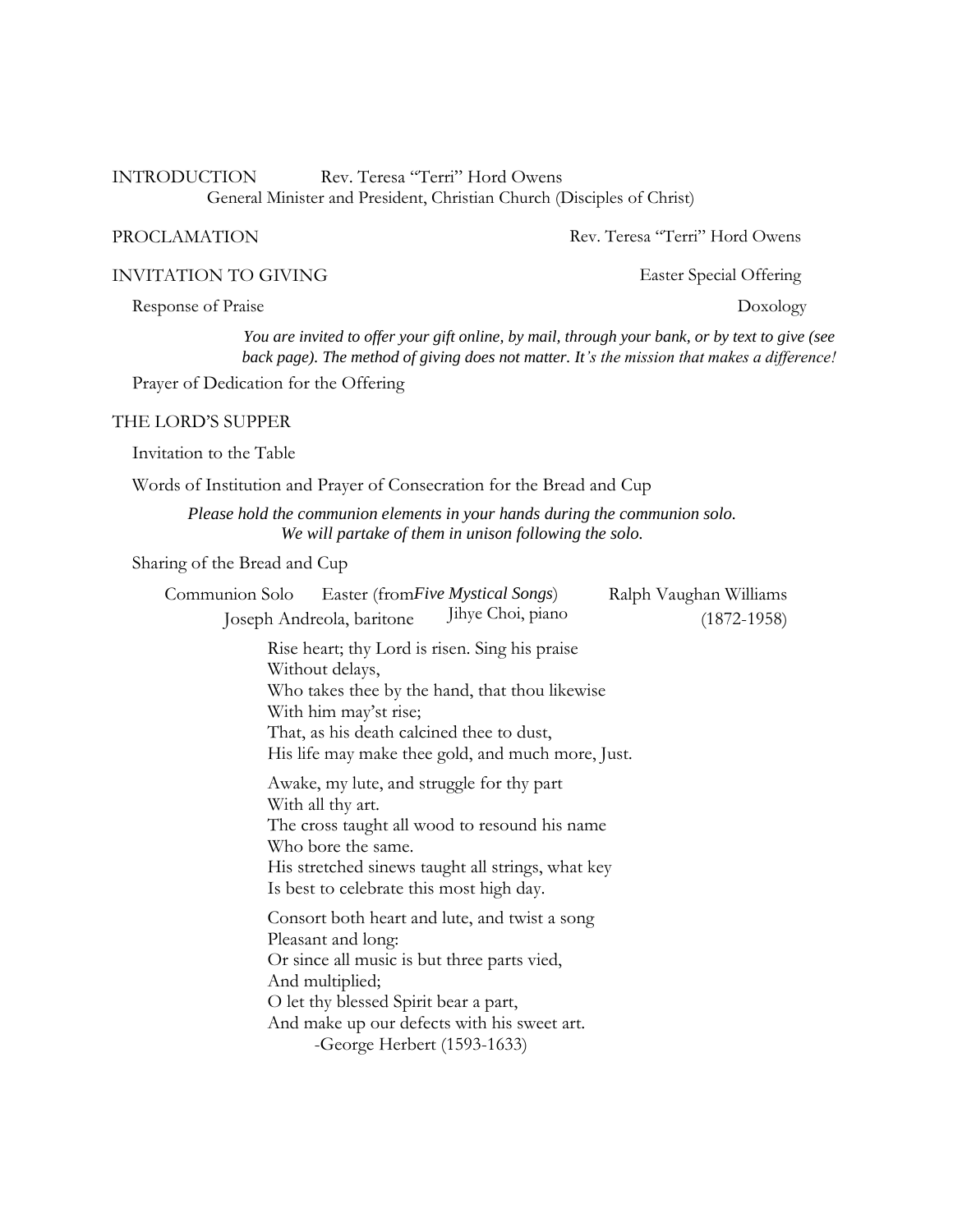INTRODUCTION Rev. Teresa "Terri" Hord Owens
General Minister and President, Christian Church (Disciples of Christ)

PROCLAMATION Rev. Teresa "Terri" Hord Owens

INVITATION TO GIVING Easter Special Offering

Response of Praise Doxology

*You are invited to offer your gift online, by mail, through your bank, or by text to give (see back page). The method of giving does not matter. It's the mission that makes a difference!*

Prayer of Dedication for the Offering

THE LORD'S SUPPER

Invitation to the Table

Words of Institution and Prayer of Consecration for the Bread and Cup

*Please hold the communion elements in your hands during the communion solo. We will partake of them in unison following the solo.*

Sharing of the Bread and Cup

Communion Solo Easter (from *Five Mystical Songs*) Ralph Vaughan Williams (1872-1958)
Joseph Andreola, baritone Jihye Choi, piano

Rise heart; thy Lord is risen. Sing his praise
Without delays,
Who takes thee by the hand, that thou likewise
With him may'st rise;
That, as his death calcined thee to dust,
His life may make thee gold, and much more, Just.

Awake, my lute, and struggle for thy part
With all thy art.
The cross taught all wood to resound his name
Who bore the same.
His stretched sinews taught all strings, what key
Is best to celebrate this most high day.

Consort both heart and lute, and twist a song
Pleasant and long:
Or since all music is but three parts vied,
And multiplied;
O let thy blessed Spirit bear a part,
And make up our defects with his sweet art.
-George Herbert (1593-1633)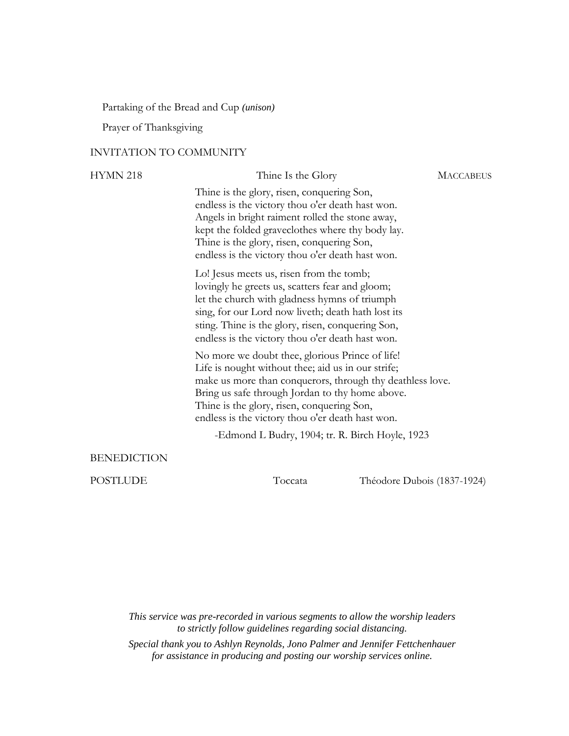Partaking of the Bread and Cup *(unison)*

Prayer of Thanksgiving

INVITATION TO COMMUNITY

HYMN 218 — Thine Is the Glory — MACCABEUS

Thine is the glory, risen, conquering Son,
endless is the victory thou o'er death hast won.
Angels in bright raiment rolled the stone away,
kept the folded graveclothes where thy body lay.
Thine is the glory, risen, conquering Son,
endless is the victory thou o'er death hast won.

Lo! Jesus meets us, risen from the tomb;
lovingly he greets us, scatters fear and gloom;
let the church with gladness hymns of triumph
sing, for our Lord now liveth; death hath lost its
sting. Thine is the glory, risen, conquering Son,
endless is the victory thou o'er death hast won.

No more we doubt thee, glorious Prince of life!
Life is nought without thee; aid us in our strife;
make us more than conquerors, through thy deathless love.
Bring us safe through Jordan to thy home above.
Thine is the glory, risen, conquering Son,
endless is the victory thou o'er death hast won.

-Edmond L Budry, 1904; tr. R. Birch Hoyle, 1923

BENEDICTION

POSTLUDE — Toccata — Théodore Dubois (1837-1924)

*This service was pre-recorded in various segments to allow the worship leaders to strictly follow guidelines regarding social distancing.*

*Special thank you to Ashlyn Reynolds, Jono Palmer and Jennifer Fettchenhauer for assistance in producing and posting our worship services online.*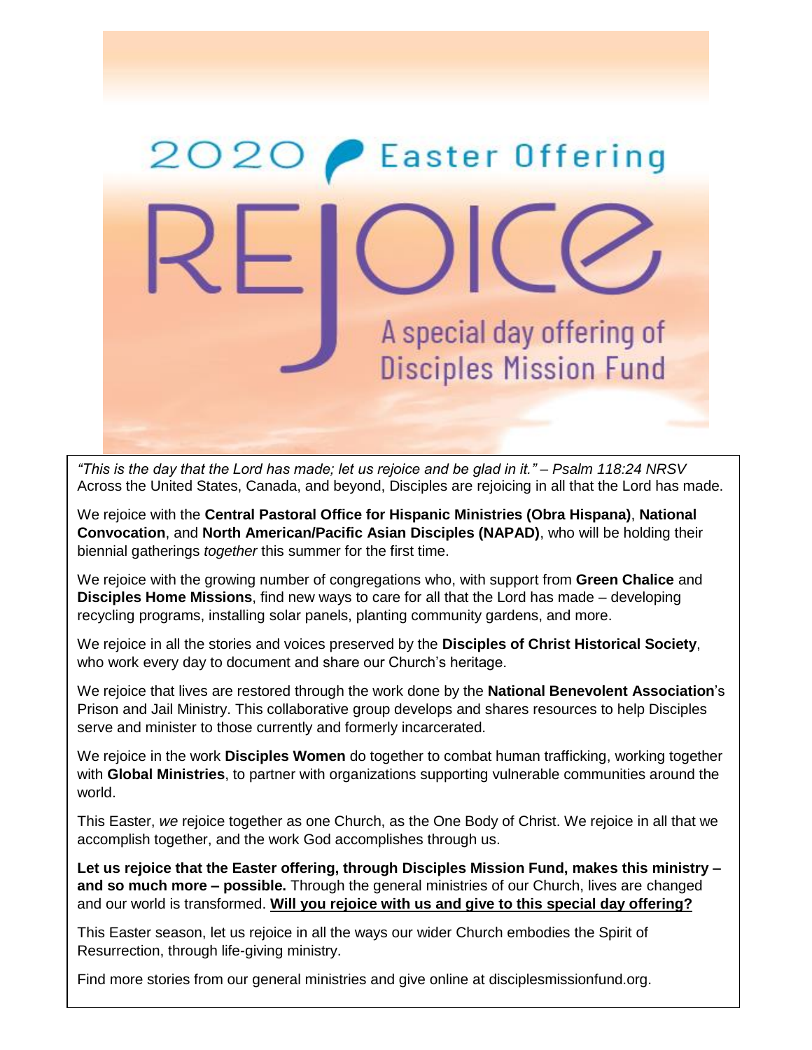# 2020 Easter Offering

# REJOICE

## A special day offering of Disciples Mission Fund

*"This is the day that the Lord has made; let us rejoice and be glad in it." – Psalm 118:24 NRSV*
Across the United States, Canada, and beyond, Disciples are rejoicing in all that the Lord has made.

We rejoice with the **Central Pastoral Office for Hispanic Ministries (Obra Hispana)**, **National Convocation**, and **North American/Pacific Asian Disciples (NAPAD)**, who will be holding their biennial gatherings *together* this summer for the first time.

We rejoice with the growing number of congregations who, with support from **Green Chalice** and **Disciples Home Missions**, find new ways to care for all that the Lord has made – developing recycling programs, installing solar panels, planting community gardens, and more.

We rejoice in all the stories and voices preserved by the **Disciples of Christ Historical Society**, who work every day to document and share our Church's heritage.

We rejoice that lives are restored through the work done by the **National Benevolent Association**'s Prison and Jail Ministry. This collaborative group develops and shares resources to help Disciples serve and minister to those currently and formerly incarcerated.

We rejoice in the work **Disciples Women** do together to combat human trafficking, working together with **Global Ministries**, to partner with organizations supporting vulnerable communities around the world.

This Easter, *we* rejoice together as one Church, as the One Body of Christ. We rejoice in all that we accomplish together, and the work God accomplishes through us.

**Let us rejoice that the Easter offering, through Disciples Mission Fund, makes this ministry – and so much more – possible.** Through the general ministries of our Church, lives are changed and our world is transformed. **Will you rejoice with us and give to this special day offering?**

This Easter season, let us rejoice in all the ways our wider Church embodies the Spirit of Resurrection, through life-giving ministry.

Find more stories from our general ministries and give online at disciplesmissionfund.org.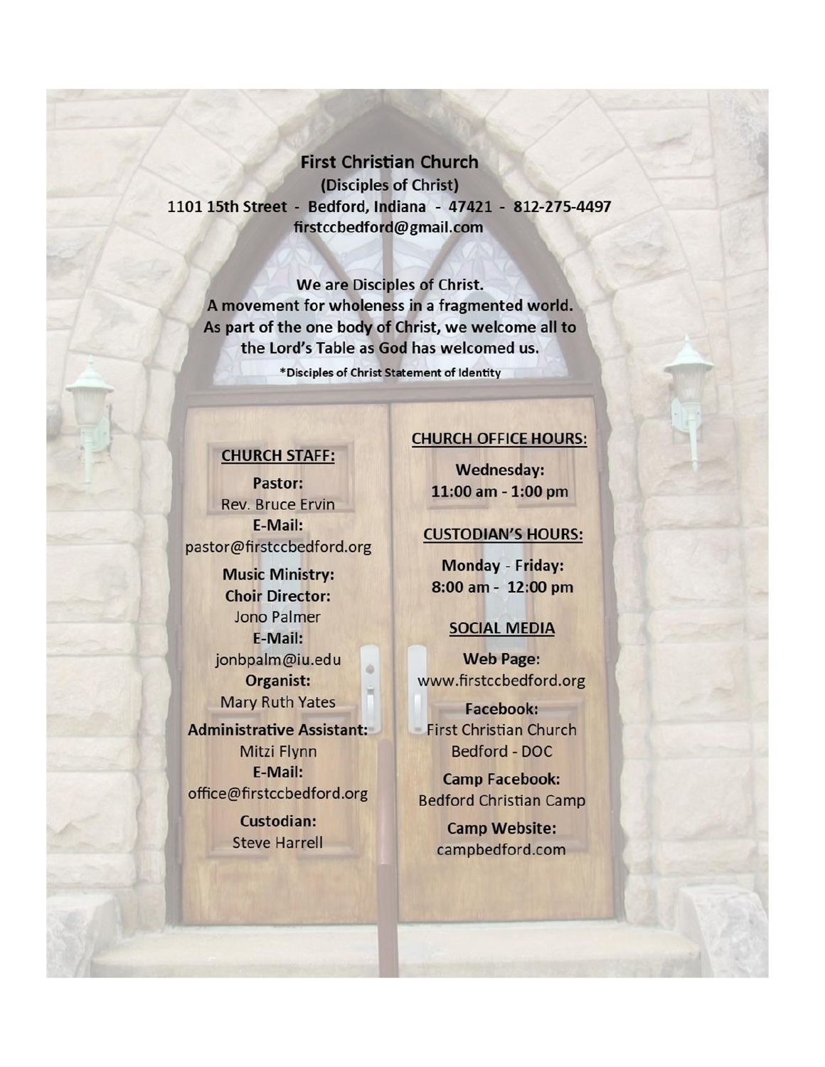## First Christian Church

**(Disciples of Christ)**

**1101 15th Street - Bedford, Indiana - 47421 - 812-275-4497**

**firstccbedford@gmail.com**

**We are Disciples of Christ.**
**A movement for wholeness in a fragmented world.**
**As part of the one body of Christ, we welcome all to the Lord's Table as God has welcomed us.**

**\*Disciples of Christ Statement of Identity**

### CHURCH STAFF:

**Pastor:**
Rev. Bruce Ervin
**E-Mail:**
pastor@firstccbedford.org

**Music Ministry:**
**Choir Director:**
Jono Palmer
**E-Mail:**
jonbpalm@iu.edu
**Organist:**
Mary Ruth Yates

**Administrative Assistant:**
Mitzi Flynn
**E-Mail:**
office@firstccbedford.org

**Custodian:**
Steve Harrell

### CHURCH OFFICE HOURS:

**Wednesday:**
**11:00 am - 1:00 pm**

### CUSTODIAN'S HOURS:

**Monday - Friday:**
**8:00 am - 12:00 pm**

### SOCIAL MEDIA

**Web Page:**
www.firstccbedford.org

**Facebook:**
First Christian Church
Bedford - DOC

**Camp Facebook:**
Bedford Christian Camp

**Camp Website:**
campbedford.com